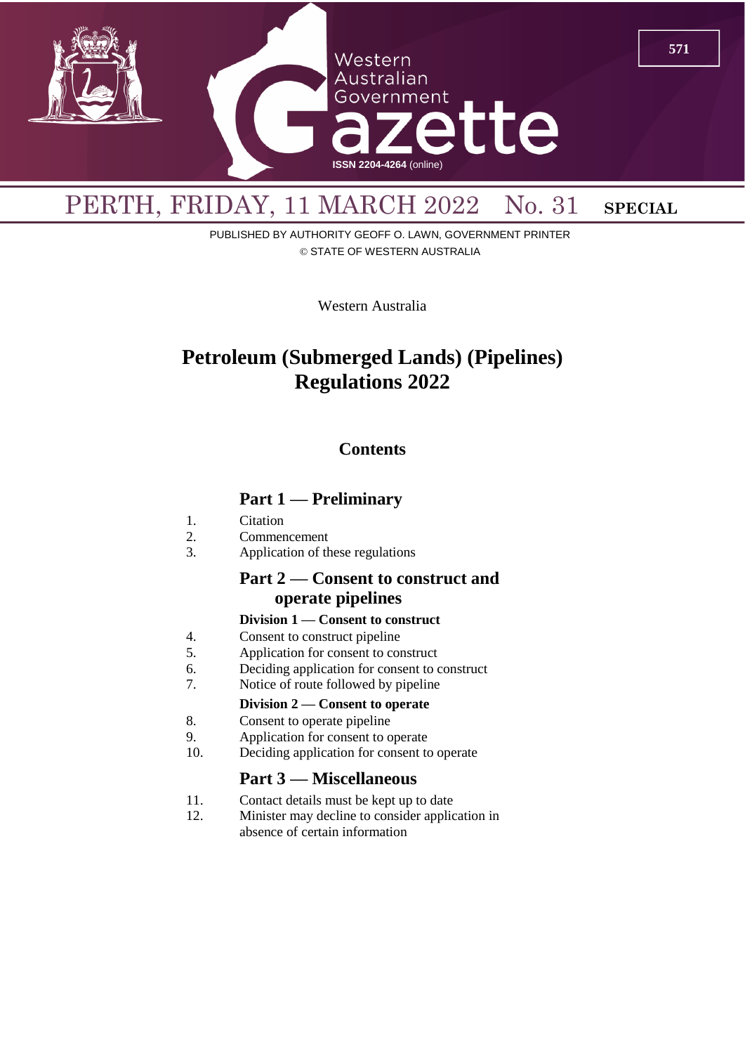PERTH, FRIDAY, 11 MARCH 2022 No. 31 **SPECIAL**

PUBLISHED BY AUTHORITY GEOFF O. LAWN, GOVERNMENT PRINTER
© STATE OF WESTERN AUSTRALIA

Western Australia

# Petroleum (Submerged Lands) (Pipelines) Regulations 2022

## Contents

### Part 1 — Preliminary

1. Citation
2. Commencement
3. Application of these regulations

### Part 2 — Consent to construct and operate pipelines

#### Division 1 — Consent to construct

4. Consent to construct pipeline
5. Application for consent to construct
6. Deciding application for consent to construct
7. Notice of route followed by pipeline

#### Division 2 — Consent to operate

8. Consent to operate pipeline
9. Application for consent to operate
10. Deciding application for consent to operate

### Part 3 — Miscellaneous

11. Contact details must be kept up to date
12. Minister may decline to consider application in absence of certain information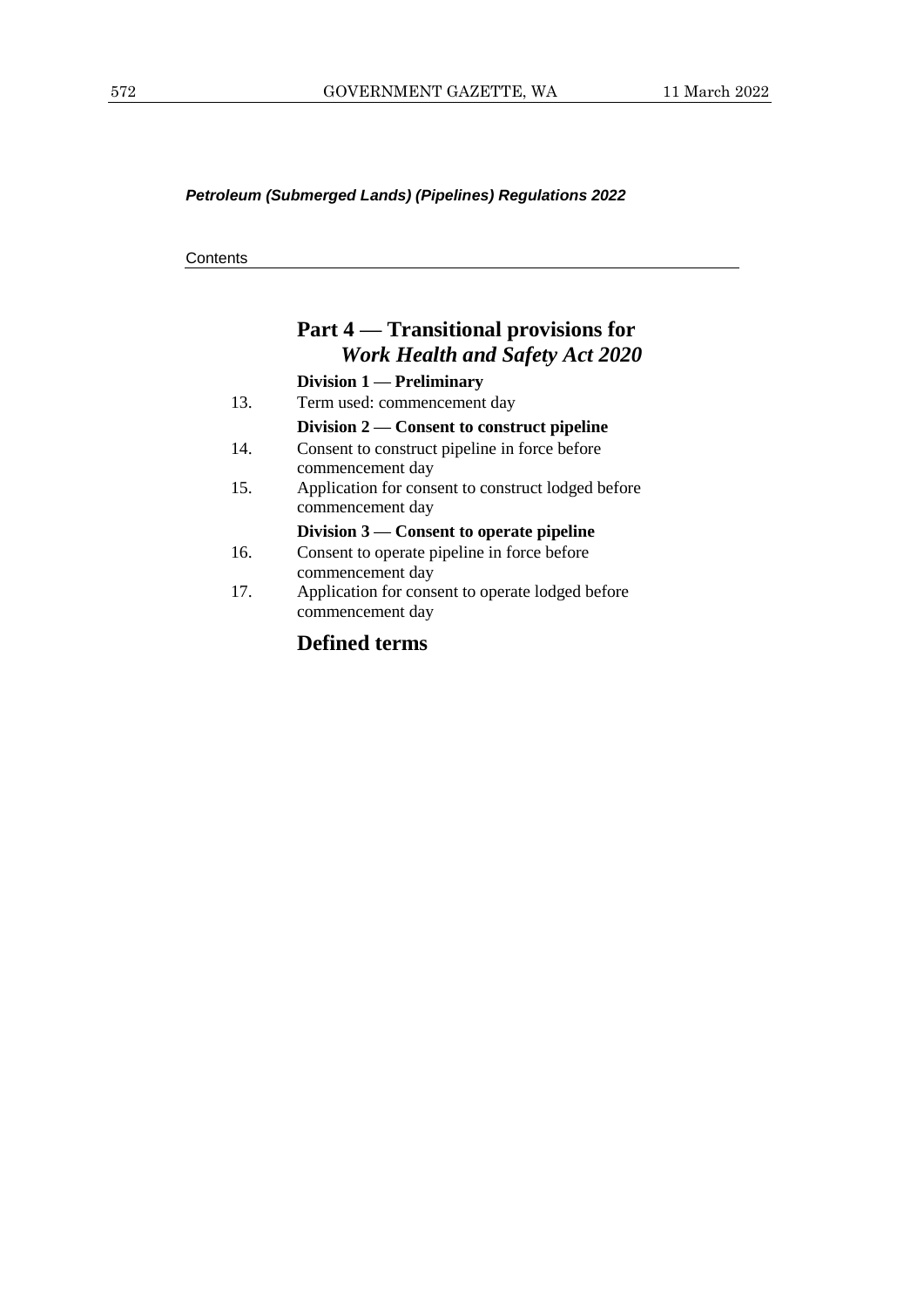*Petroleum (Submerged Lands) (Pipelines) Regulations 2022*

Contents

## Part 4 — Transitional provisions for *Work Health and Safety Act 2020*

### Division 1 — Preliminary

13. Term used: commencement day

### Division 2 — Consent to construct pipeline

14. Consent to construct pipeline in force before commencement day
15. Application for consent to construct lodged before commencement day

### Division 3 — Consent to operate pipeline

16. Consent to operate pipeline in force before commencement day
17. Application for consent to operate lodged before commencement day

## Defined terms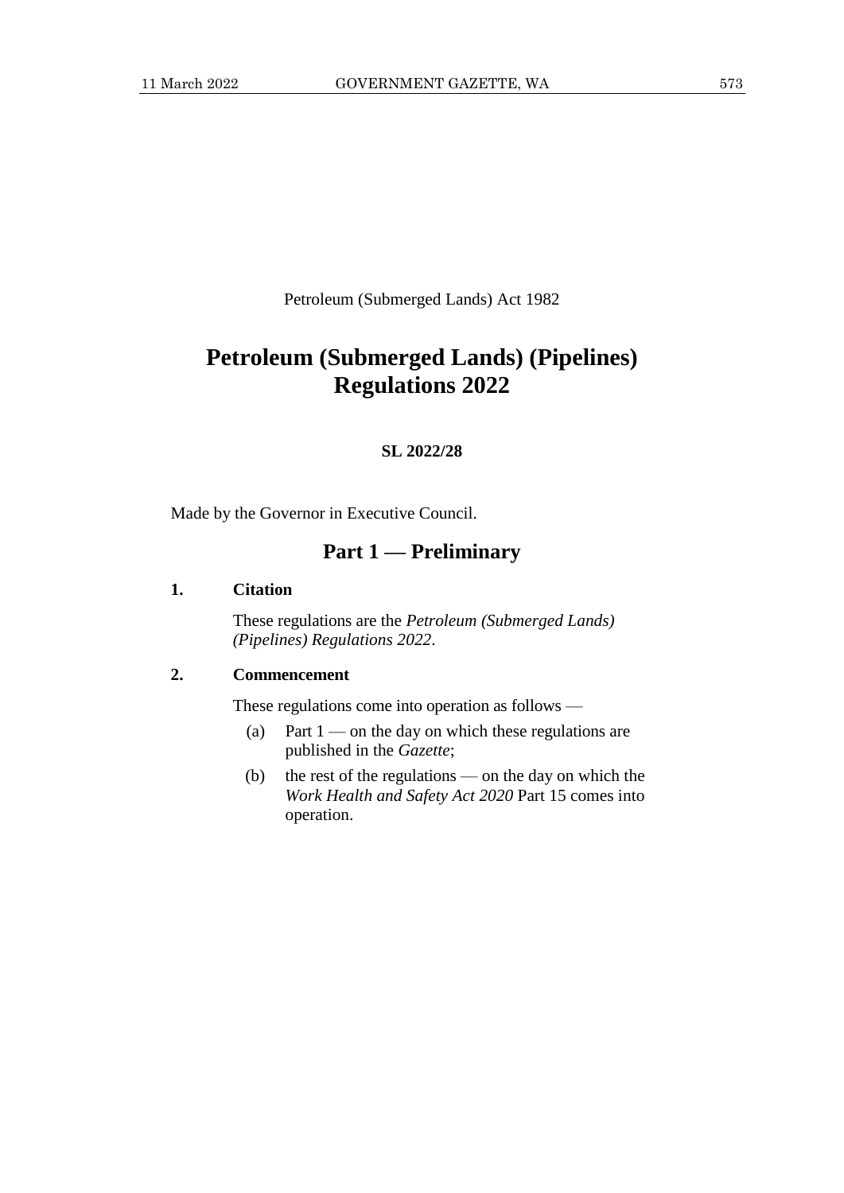Petroleum (Submerged Lands) Act 1982

# Petroleum (Submerged Lands) (Pipelines) Regulations 2022

**SL 2022/28**

Made by the Governor in Executive Council.

## Part 1 — Preliminary

### 1. Citation

These regulations are the *Petroleum (Submerged Lands) (Pipelines) Regulations 2022*.

### 2. Commencement

These regulations come into operation as follows —

(a) Part 1 — on the day on which these regulations are published in the *Gazette*;

(b) the rest of the regulations — on the day on which the *Work Health and Safety Act 2020* Part 15 comes into operation.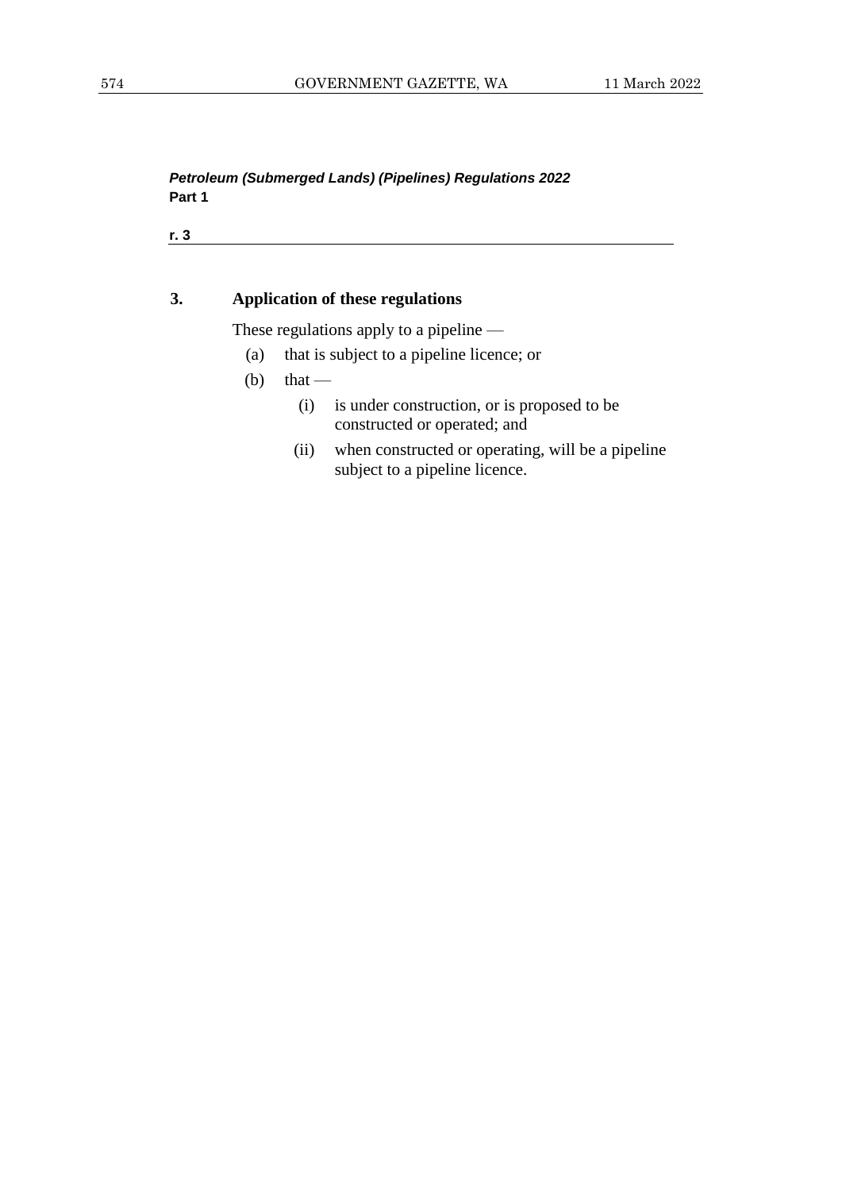## 3. Application of these regulations

These regulations apply to a pipeline —

(a) that is subject to a pipeline licence; or

(b) that —

  (i) is under construction, or is proposed to be constructed or operated; and

  (ii) when constructed or operating, will be a pipeline subject to a pipeline licence.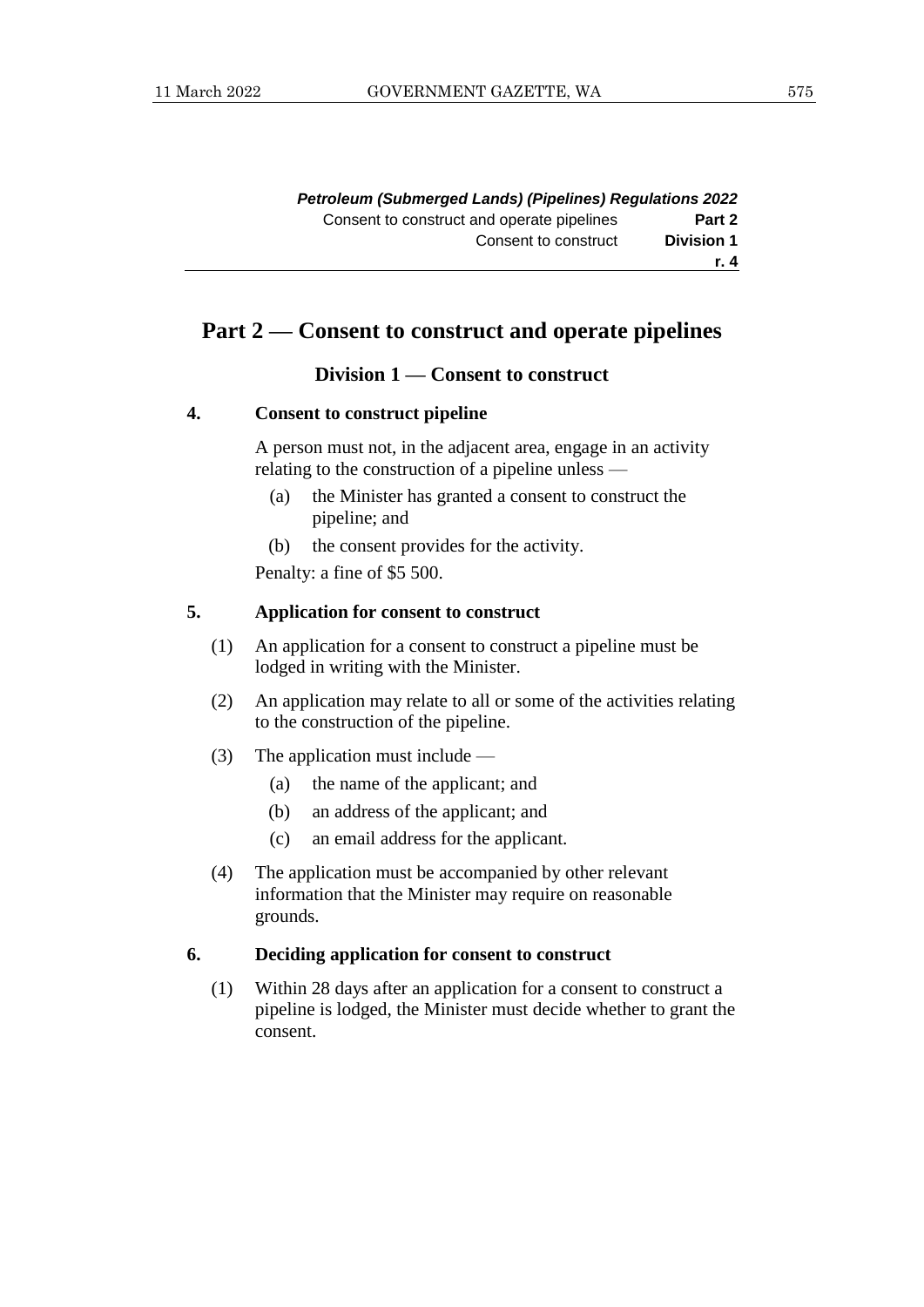# Part 2 — Consent to construct and operate pipelines

## Division 1 — Consent to construct

### 4. Consent to construct pipeline

A person must not, in the adjacent area, engage in an activity relating to the construction of a pipeline unless —

- (a) the Minister has granted a consent to construct the pipeline; and
- (b) the consent provides for the activity.

Penalty: a fine of $5 500.

### 5. Application for consent to construct

(1) An application for a consent to construct a pipeline must be lodged in writing with the Minister.

(2) An application may relate to all or some of the activities relating to the construction of the pipeline.

(3) The application must include —

- (a) the name of the applicant; and
- (b) an address of the applicant; and
- (c) an email address for the applicant.

(4) The application must be accompanied by other relevant information that the Minister may require on reasonable grounds.

### 6. Deciding application for consent to construct

(1) Within 28 days after an application for a consent to construct a pipeline is lodged, the Minister must decide whether to grant the consent.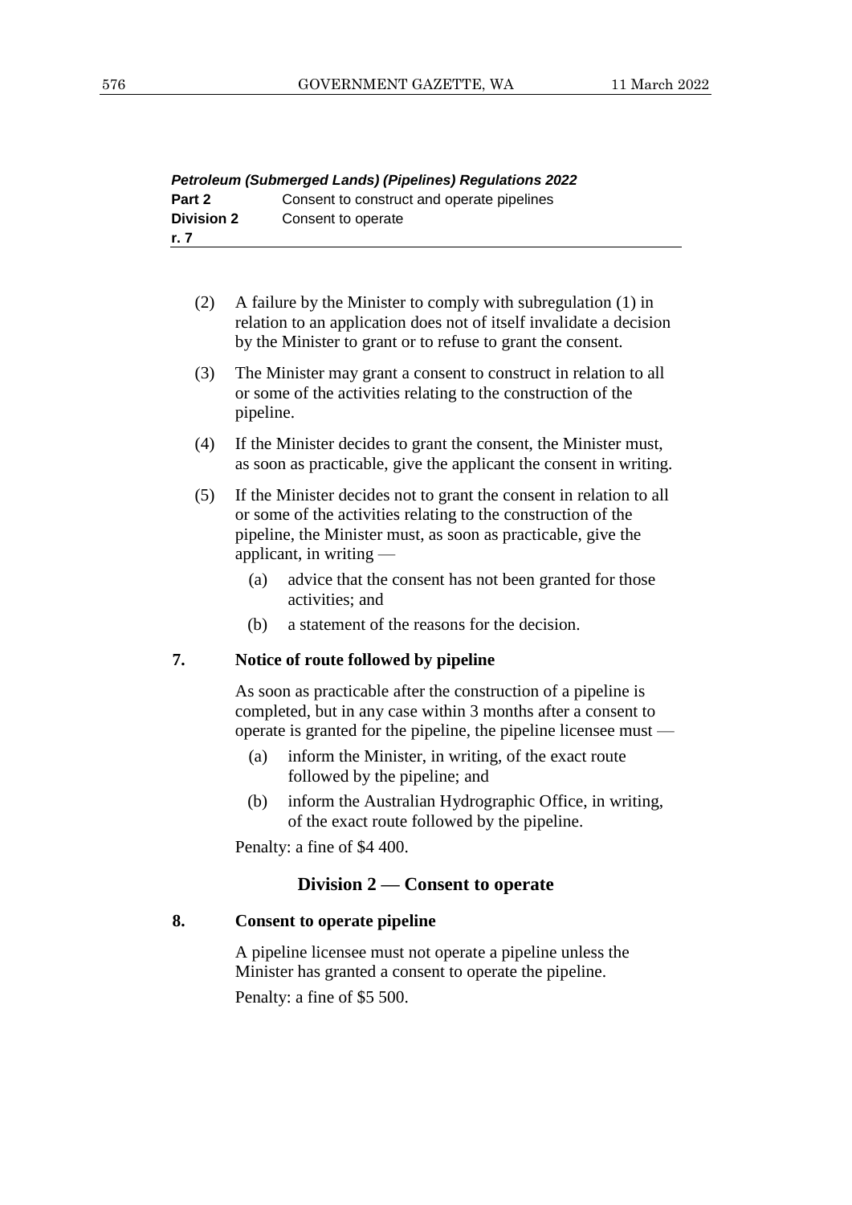(2) A failure by the Minister to comply with subregulation (1) in relation to an application does not of itself invalidate a decision by the Minister to grant or to refuse to grant the consent.

(3) The Minister may grant a consent to construct in relation to all or some of the activities relating to the construction of the pipeline.

(4) If the Minister decides to grant the consent, the Minister must, as soon as practicable, give the applicant the consent in writing.

(5) If the Minister decides not to grant the consent in relation to all or some of the activities relating to the construction of the pipeline, the Minister must, as soon as practicable, give the applicant, in writing —

(a) advice that the consent has not been granted for those activities; and

(b) a statement of the reasons for the decision.

**7. Notice of route followed by pipeline**

As soon as practicable after the construction of a pipeline is completed, but in any case within 3 months after a consent to operate is granted for the pipeline, the pipeline licensee must —

(a) inform the Minister, in writing, of the exact route followed by the pipeline; and

(b) inform the Australian Hydrographic Office, in writing, of the exact route followed by the pipeline.

Penalty: a fine of $4 400.

## Division 2 — Consent to operate

**8. Consent to operate pipeline**

A pipeline licensee must not operate a pipeline unless the Minister has granted a consent to operate the pipeline.

Penalty: a fine of $5 500.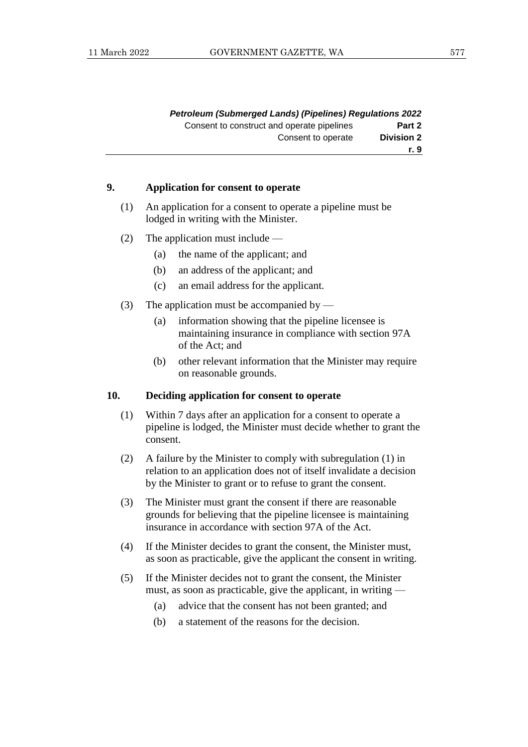### 9. Application for consent to operate

(1) An application for a consent to operate a pipeline must be lodged in writing with the Minister.

(2) The application must include —

- (a) the name of the applicant; and
- (b) an address of the applicant; and
- (c) an email address for the applicant.

(3) The application must be accompanied by —

- (a) information showing that the pipeline licensee is maintaining insurance in compliance with section 97A of the Act; and
- (b) other relevant information that the Minister may require on reasonable grounds.

### 10. Deciding application for consent to operate

(1) Within 7 days after an application for a consent to operate a pipeline is lodged, the Minister must decide whether to grant the consent.

(2) A failure by the Minister to comply with subregulation (1) in relation to an application does not of itself invalidate a decision by the Minister to grant or to refuse to grant the consent.

(3) The Minister must grant the consent if there are reasonable grounds for believing that the pipeline licensee is maintaining insurance in accordance with section 97A of the Act.

(4) If the Minister decides to grant the consent, the Minister must, as soon as practicable, give the applicant the consent in writing.

(5) If the Minister decides not to grant the consent, the Minister must, as soon as practicable, give the applicant, in writing —

- (a) advice that the consent has not been granted; and
- (b) a statement of the reasons for the decision.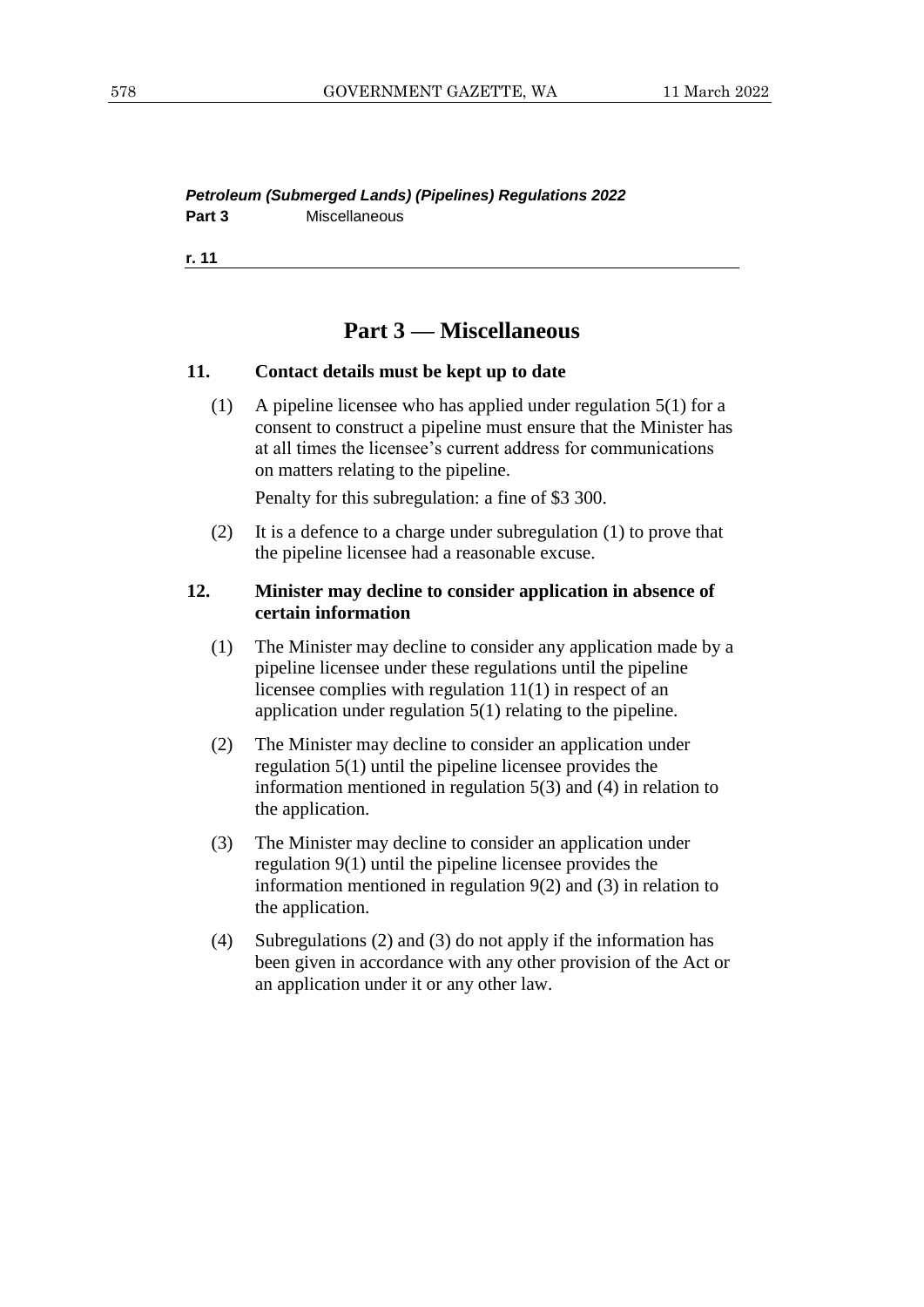# Part 3 — Miscellaneous

### 11. Contact details must be kept up to date

(1) A pipeline licensee who has applied under regulation 5(1) for a consent to construct a pipeline must ensure that the Minister has at all times the licensee's current address for communications on matters relating to the pipeline.

Penalty for this subregulation: a fine of $3 300.

(2) It is a defence to a charge under subregulation (1) to prove that the pipeline licensee had a reasonable excuse.

### 12. Minister may decline to consider application in absence of certain information

(1) The Minister may decline to consider any application made by a pipeline licensee under these regulations until the pipeline licensee complies with regulation 11(1) in respect of an application under regulation 5(1) relating to the pipeline.

(2) The Minister may decline to consider an application under regulation 5(1) until the pipeline licensee provides the information mentioned in regulation 5(3) and (4) in relation to the application.

(3) The Minister may decline to consider an application under regulation 9(1) until the pipeline licensee provides the information mentioned in regulation 9(2) and (3) in relation to the application.

(4) Subregulations (2) and (3) do not apply if the information has been given in accordance with any other provision of the Act or an application under it or any other law.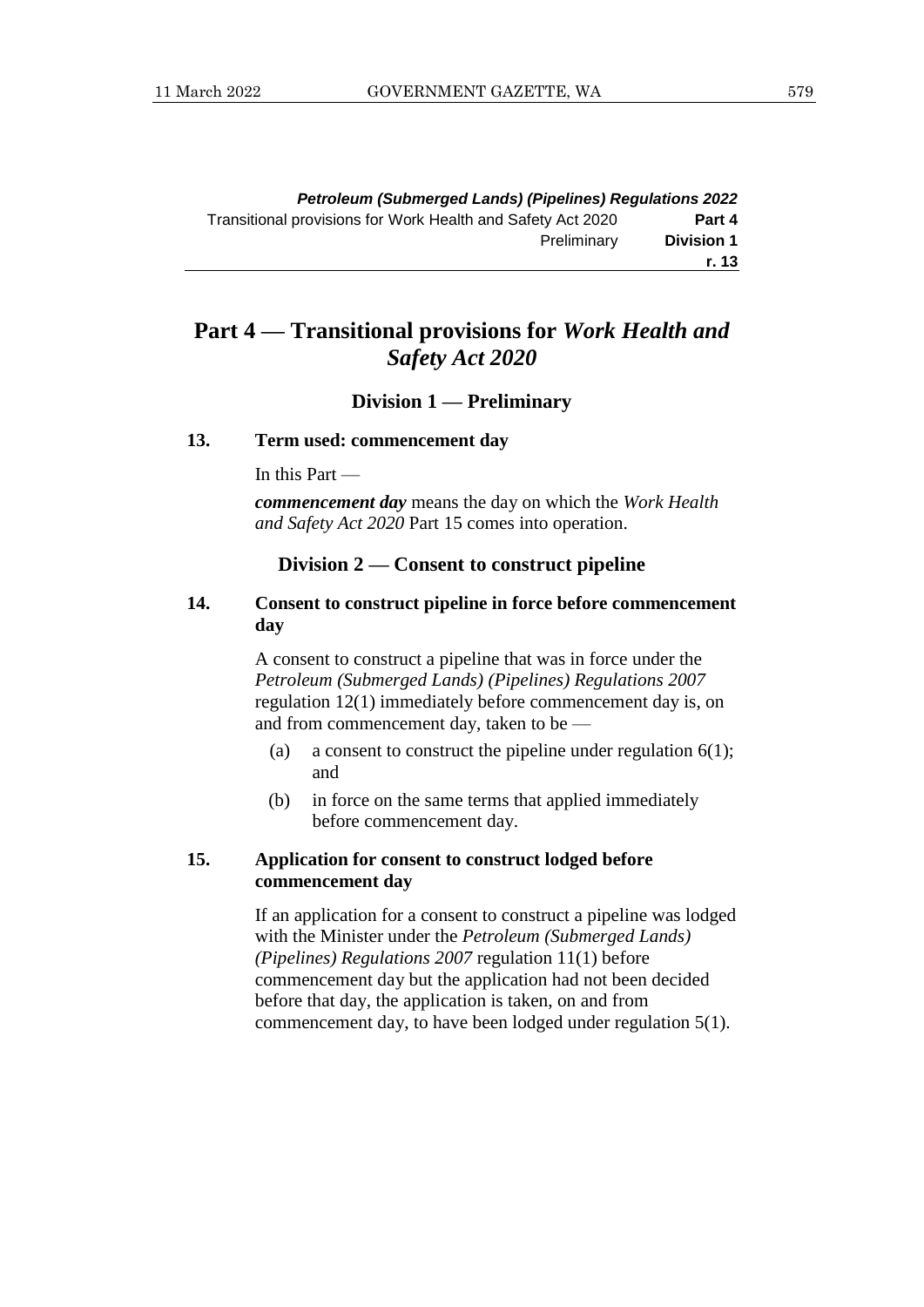# Part 4 — Transitional provisions for *Work Health and Safety Act 2020*

## Division 1 — Preliminary

### 13. Term used: commencement day

In this Part —

***commencement day*** means the day on which the *Work Health and Safety Act 2020* Part 15 comes into operation.

## Division 2 — Consent to construct pipeline

### 14. Consent to construct pipeline in force before commencement day

A consent to construct a pipeline that was in force under the *Petroleum (Submerged Lands) (Pipelines) Regulations 2007* regulation 12(1) immediately before commencement day is, on and from commencement day, taken to be —

(a) a consent to construct the pipeline under regulation 6(1); and

(b) in force on the same terms that applied immediately before commencement day.

### 15. Application for consent to construct lodged before commencement day

If an application for a consent to construct a pipeline was lodged with the Minister under the *Petroleum (Submerged Lands) (Pipelines) Regulations 2007* regulation 11(1) before commencement day but the application had not been decided before that day, the application is taken, on and from commencement day, to have been lodged under regulation 5(1).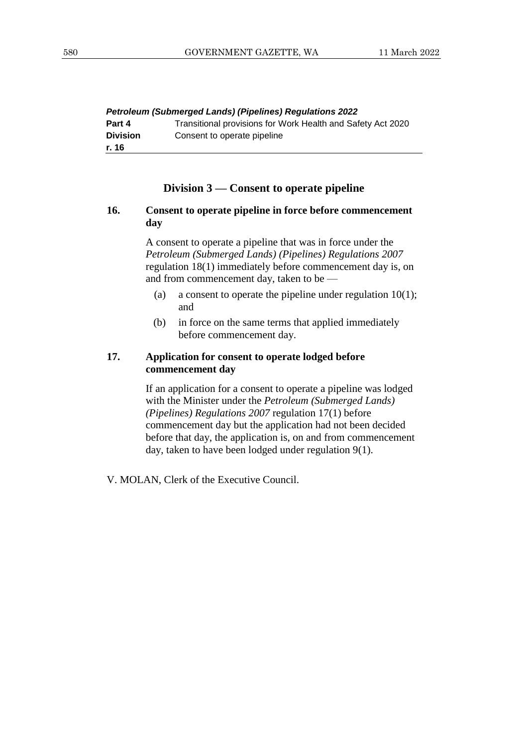## Division 3 — Consent to operate pipeline

### 16. Consent to operate pipeline in force before commencement day

A consent to operate a pipeline that was in force under the *Petroleum (Submerged Lands) (Pipelines) Regulations 2007* regulation 18(1) immediately before commencement day is, on and from commencement day, taken to be —

(a) a consent to operate the pipeline under regulation 10(1); and

(b) in force on the same terms that applied immediately before commencement day.

### 17. Application for consent to operate lodged before commencement day

If an application for a consent to operate a pipeline was lodged with the Minister under the *Petroleum (Submerged Lands) (Pipelines) Regulations 2007* regulation 17(1) before commencement day but the application had not been decided before that day, the application is, on and from commencement day, taken to have been lodged under regulation 9(1).

V. MOLAN, Clerk of the Executive Council.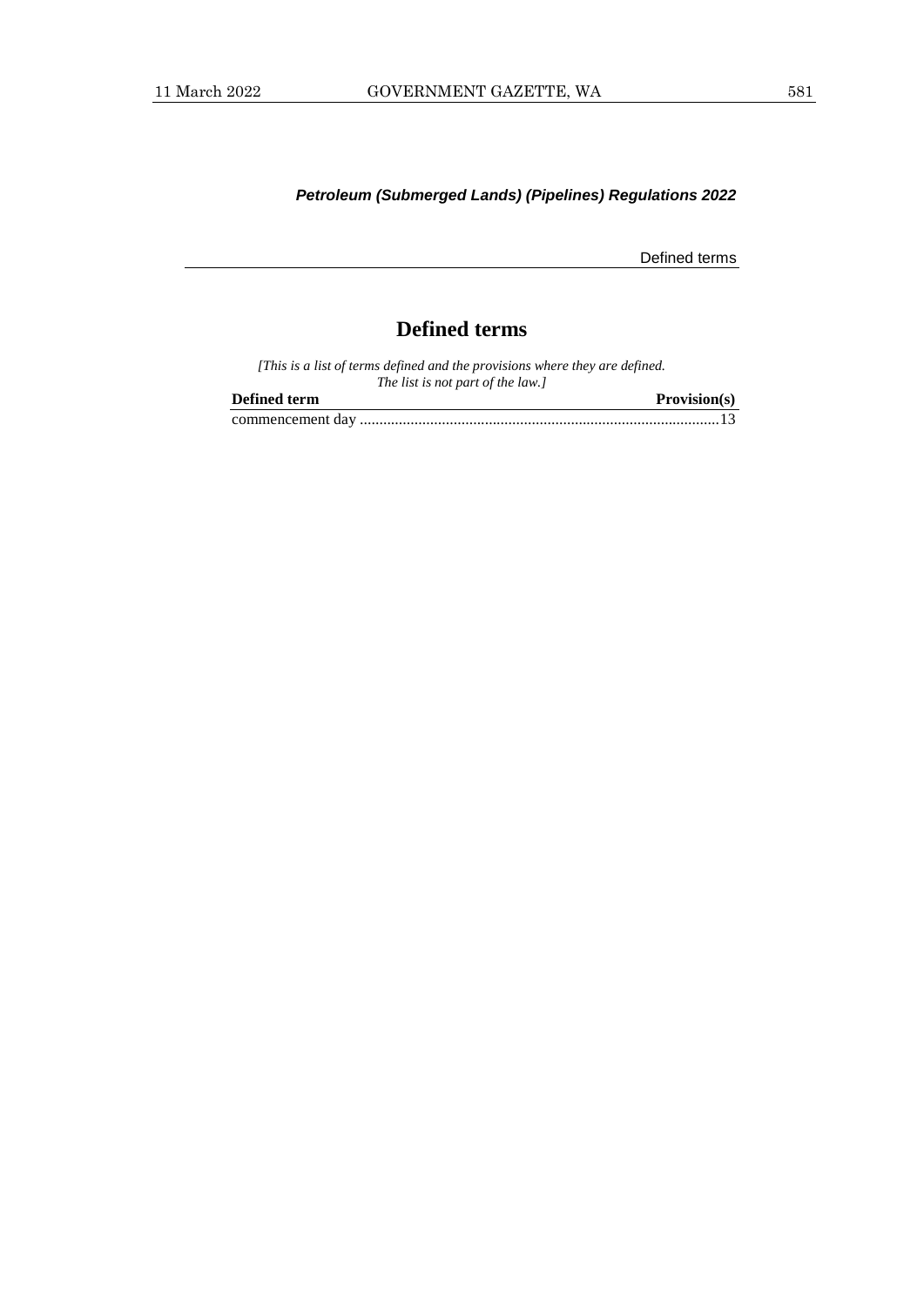## Defined terms

*[This is a list of terms defined and the provisions where they are defined. The list is not part of the law.]*

| Defined term | Provision(s) |
|---|---|
| commencement day | 13 |